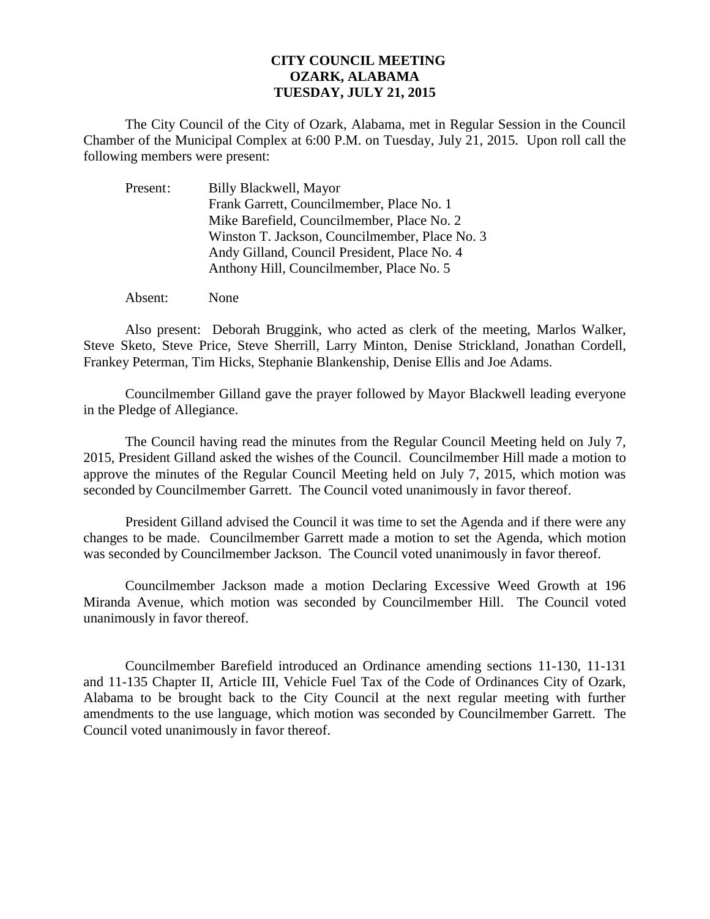# CITY COUNCIL MEETING
## OZARK, ALABAMA
## TUESDAY, JULY 21, 2015

The City Council of the City of Ozark, Alabama, met in Regular Session in the Council Chamber of the Municipal Complex at 6:00 P.M. on Tuesday, July 21, 2015. Upon roll call the following members were present:

Present: Billy Blackwell, Mayor
Frank Garrett, Councilmember, Place No. 1
Mike Barefield, Councilmember, Place No. 2
Winston T. Jackson, Councilmember, Place No. 3
Andy Gilland, Council President, Place No. 4
Anthony Hill, Councilmember, Place No. 5

Absent: None

Also present: Deborah Bruggink, who acted as clerk of the meeting, Marlos Walker, Steve Sketo, Steve Price, Steve Sherrill, Larry Minton, Denise Strickland, Jonathan Cordell, Frankey Peterman, Tim Hicks, Stephanie Blankenship, Denise Ellis and Joe Adams.

Councilmember Gilland gave the prayer followed by Mayor Blackwell leading everyone in the Pledge of Allegiance.

The Council having read the minutes from the Regular Council Meeting held on July 7, 2015, President Gilland asked the wishes of the Council. Councilmember Hill made a motion to approve the minutes of the Regular Council Meeting held on July 7, 2015, which motion was seconded by Councilmember Garrett. The Council voted unanimously in favor thereof.

President Gilland advised the Council it was time to set the Agenda and if there were any changes to be made. Councilmember Garrett made a motion to set the Agenda, which motion was seconded by Councilmember Jackson. The Council voted unanimously in favor thereof.

Councilmember Jackson made a motion Declaring Excessive Weed Growth at 196 Miranda Avenue, which motion was seconded by Councilmember Hill. The Council voted unanimously in favor thereof.

Councilmember Barefield introduced an Ordinance amending sections 11-130, 11-131 and 11-135 Chapter II, Article III, Vehicle Fuel Tax of the Code of Ordinances City of Ozark, Alabama to be brought back to the City Council at the next regular meeting with further amendments to the use language, which motion was seconded by Councilmember Garrett. The Council voted unanimously in favor thereof.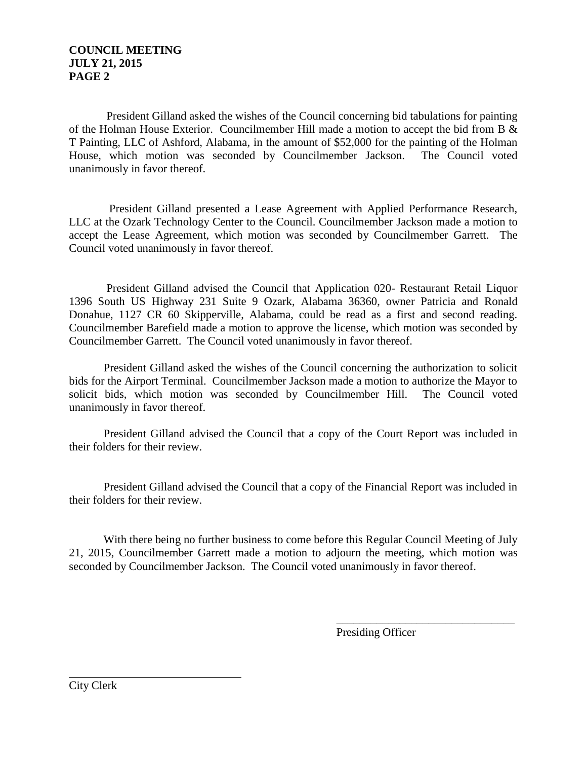President Gilland asked the wishes of the Council concerning bid tabulations for painting of the Holman House Exterior. Councilmember Hill made a motion to accept the bid from B & T Painting, LLC of Ashford, Alabama, in the amount of $52,000 for the painting of the Holman House, which motion was seconded by Councilmember Jackson. The Council voted unanimously in favor thereof.

President Gilland presented a Lease Agreement with Applied Performance Research, LLC at the Ozark Technology Center to the Council. Councilmember Jackson made a motion to accept the Lease Agreement, which motion was seconded by Councilmember Garrett. The Council voted unanimously in favor thereof.

President Gilland advised the Council that Application 020- Restaurant Retail Liquor 1396 South US Highway 231 Suite 9 Ozark, Alabama 36360, owner Patricia and Ronald Donahue, 1127 CR 60 Skipperville, Alabama, could be read as a first and second reading. Councilmember Barefield made a motion to approve the license, which motion was seconded by Councilmember Garrett. The Council voted unanimously in favor thereof.

President Gilland asked the wishes of the Council concerning the authorization to solicit bids for the Airport Terminal. Councilmember Jackson made a motion to authorize the Mayor to solicit bids, which motion was seconded by Councilmember Hill. The Council voted unanimously in favor thereof.

President Gilland advised the Council that a copy of the Court Report was included in their folders for their review.

President Gilland advised the Council that a copy of the Financial Report was included in their folders for their review.

With there being no further business to come before this Regular Council Meeting of July 21, 2015, Councilmember Garrett made a motion to adjourn the meeting, which motion was seconded by Councilmember Jackson. The Council voted unanimously in favor thereof.

\_\_\_\_\_\_\_\_\_\_\_\_\_\_\_\_\_\_\_\_\_\_\_\_\_\_\_\_\_\_\_\_

Presiding Officer

\_\_\_\_\_\_\_\_\_\_\_\_\_\_\_\_\_\_\_\_\_\_\_\_\_\_\_\_\_\_\_\_

City Clerk